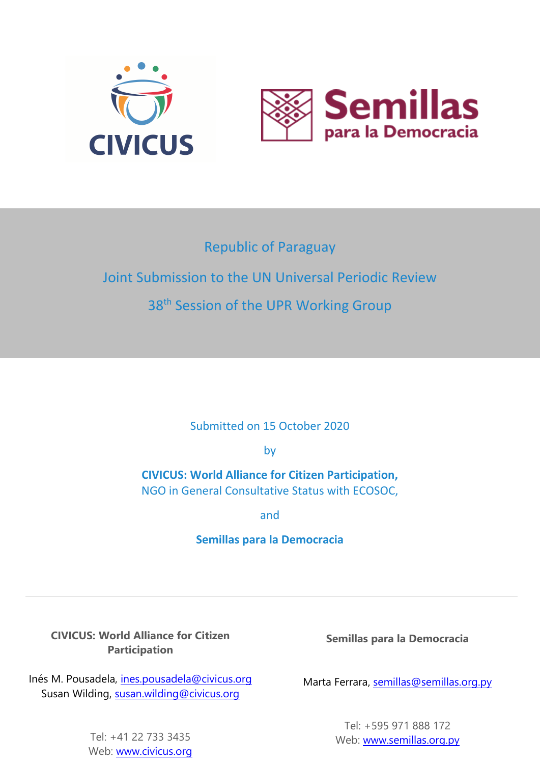# Republic of Paraguay

## Joint Submission to the UN Universal Periodic Review

## 38th Session of the UPR Working Group

Submitted on 15 October 2020

by

**CIVICUS: World Alliance for Citizen Participation,**
NGO in General Consultative Status with ECOSOC,

and

**Semillas para la Democracia**

---

**CIVICUS: World Alliance for Citizen Participation**

Inés M. Pousadela, ines.pousadela@civicus.org
Susan Wilding, susan.wilding@civicus.org

Tel: +41 22 733 3435
Web: www.civicus.org

**Semillas para la Democracia**

Marta Ferrara, semillas@semillas.org.py

Tel: +595 971 888 172
Web: www.semillas.org.py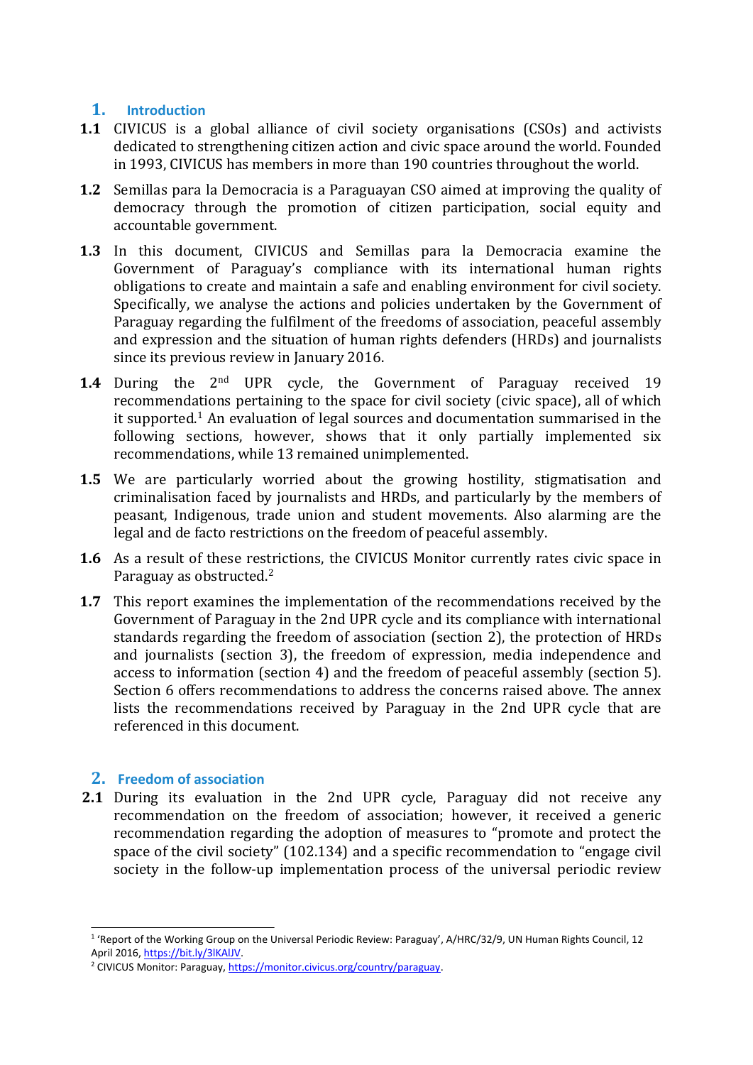## 1. Introduction

**1.1** CIVICUS is a global alliance of civil society organisations (CSOs) and activists dedicated to strengthening citizen action and civic space around the world. Founded in 1993, CIVICUS has members in more than 190 countries throughout the world.

**1.2** Semillas para la Democracia is a Paraguayan CSO aimed at improving the quality of democracy through the promotion of citizen participation, social equity and accountable government.

**1.3** In this document, CIVICUS and Semillas para la Democracia examine the Government of Paraguay's compliance with its international human rights obligations to create and maintain a safe and enabling environment for civil society. Specifically, we analyse the actions and policies undertaken by the Government of Paraguay regarding the fulfilment of the freedoms of association, peaceful assembly and expression and the situation of human rights defenders (HRDs) and journalists since its previous review in January 2016.

**1.4** During the 2nd UPR cycle, the Government of Paraguay received 19 recommendations pertaining to the space for civil society (civic space), all of which it supported.[1] An evaluation of legal sources and documentation summarised in the following sections, however, shows that it only partially implemented six recommendations, while 13 remained unimplemented.

**1.5** We are particularly worried about the growing hostility, stigmatisation and criminalisation faced by journalists and HRDs, and particularly by the members of peasant, Indigenous, trade union and student movements. Also alarming are the legal and de facto restrictions on the freedom of peaceful assembly.

**1.6** As a result of these restrictions, the CIVICUS Monitor currently rates civic space in Paraguay as obstructed.[2]

**1.7** This report examines the implementation of the recommendations received by the Government of Paraguay in the 2nd UPR cycle and its compliance with international standards regarding the freedom of association (section 2), the protection of HRDs and journalists (section 3), the freedom of expression, media independence and access to information (section 4) and the freedom of peaceful assembly (section 5). Section 6 offers recommendations to address the concerns raised above. The annex lists the recommendations received by Paraguay in the 2nd UPR cycle that are referenced in this document.

## 2. Freedom of association

**2.1** During its evaluation in the 2nd UPR cycle, Paraguay did not receive any recommendation on the freedom of association; however, it received a generic recommendation regarding the adoption of measures to "promote and protect the space of the civil society" (102.134) and a specific recommendation to "engage civil society in the follow-up implementation process of the universal periodic review

---

[1] 'Report of the Working Group on the Universal Periodic Review: Paraguay', A/HRC/32/9, UN Human Rights Council, 12 April 2016, https://bit.ly/3lKAIJV.

[2] CIVICUS Monitor: Paraguay, https://monitor.civicus.org/country/paraguay.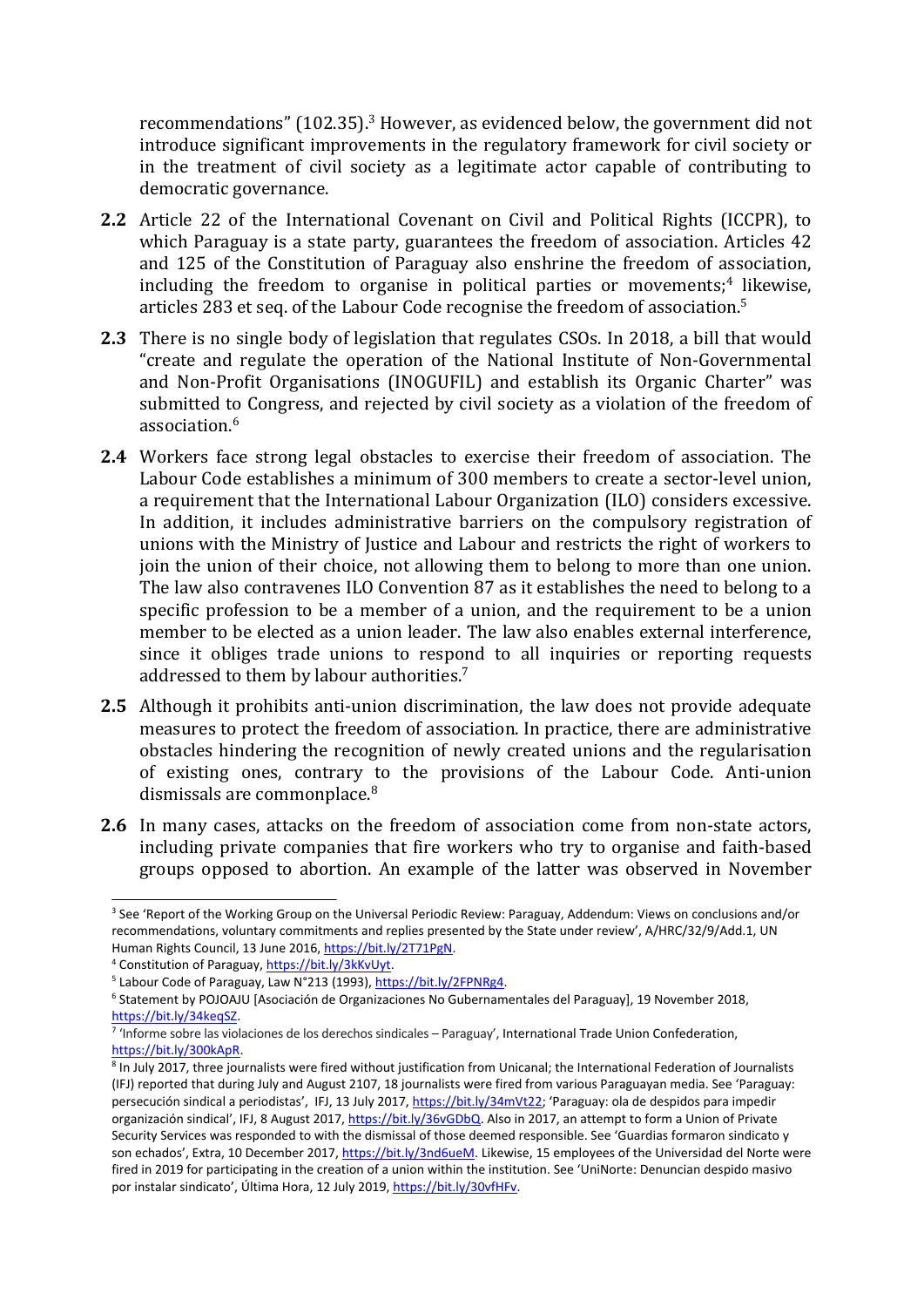recommendations" (102.35).[3] However, as evidenced below, the government did not introduce significant improvements in the regulatory framework for civil society or in the treatment of civil society as a legitimate actor capable of contributing to democratic governance.

**2.2** Article 22 of the International Covenant on Civil and Political Rights (ICCPR), to which Paraguay is a state party, guarantees the freedom of association. Articles 42 and 125 of the Constitution of Paraguay also enshrine the freedom of association, including the freedom to organise in political parties or movements;[4] likewise, articles 283 et seq. of the Labour Code recognise the freedom of association.[5]

**2.3** There is no single body of legislation that regulates CSOs. In 2018, a bill that would "create and regulate the operation of the National Institute of Non-Governmental and Non-Profit Organisations (INOGUFIL) and establish its Organic Charter" was submitted to Congress, and rejected by civil society as a violation of the freedom of association.[6]

**2.4** Workers face strong legal obstacles to exercise their freedom of association. The Labour Code establishes a minimum of 300 members to create a sector-level union, a requirement that the International Labour Organization (ILO) considers excessive. In addition, it includes administrative barriers on the compulsory registration of unions with the Ministry of Justice and Labour and restricts the right of workers to join the union of their choice, not allowing them to belong to more than one union. The law also contravenes ILO Convention 87 as it establishes the need to belong to a specific profession to be a member of a union, and the requirement to be a union member to be elected as a union leader. The law also enables external interference, since it obliges trade unions to respond to all inquiries or reporting requests addressed to them by labour authorities.[7]

**2.5** Although it prohibits anti-union discrimination, the law does not provide adequate measures to protect the freedom of association. In practice, there are administrative obstacles hindering the recognition of newly created unions and the regularisation of existing ones, contrary to the provisions of the Labour Code. Anti-union dismissals are commonplace.[8]

**2.6** In many cases, attacks on the freedom of association come from non-state actors, including private companies that fire workers who try to organise and faith-based groups opposed to abortion. An example of the latter was observed in November

---

[3] See 'Report of the Working Group on the Universal Periodic Review: Paraguay, Addendum: Views on conclusions and/or recommendations, voluntary commitments and replies presented by the State under review', A/HRC/32/9/Add.1, UN Human Rights Council, 13 June 2016, https://bit.ly/2T71PgN.

[4] Constitution of Paraguay, https://bit.ly/3kKvUyt.

[5] Labour Code of Paraguay, Law N°213 (1993), https://bit.ly/2FPNRg4.

[6] Statement by POJOAJU [Asociación de Organizaciones No Gubernamentales del Paraguay], 19 November 2018, https://bit.ly/34keqSZ.

[7] 'Informe sobre las violaciones de los derechos sindicales – Paraguay', International Trade Union Confederation, https://bit.ly/300kApR.

[8] In July 2017, three journalists were fired without justification from Unicanal; the International Federation of Journalists (IFJ) reported that during July and August 2107, 18 journalists were fired from various Paraguayan media. See 'Paraguay: persecución sindical a periodistas', IFJ, 13 July 2017, https://bit.ly/34mVt22; 'Paraguay: ola de despidos para impedir organización sindical', IFJ, 8 August 2017, https://bit.ly/36vGDbQ. Also in 2017, an attempt to form a Union of Private Security Services was responded to with the dismissal of those deemed responsible. See 'Guardias formaron sindicato y son echados', Extra, 10 December 2017, https://bit.ly/3nd6ueM. Likewise, 15 employees of the Universidad del Norte were fired in 2019 for participating in the creation of a union within the institution. See 'UniNorte: Denuncian despido masivo por instalar sindicato', Última Hora, 12 July 2019, https://bit.ly/30vfHFv.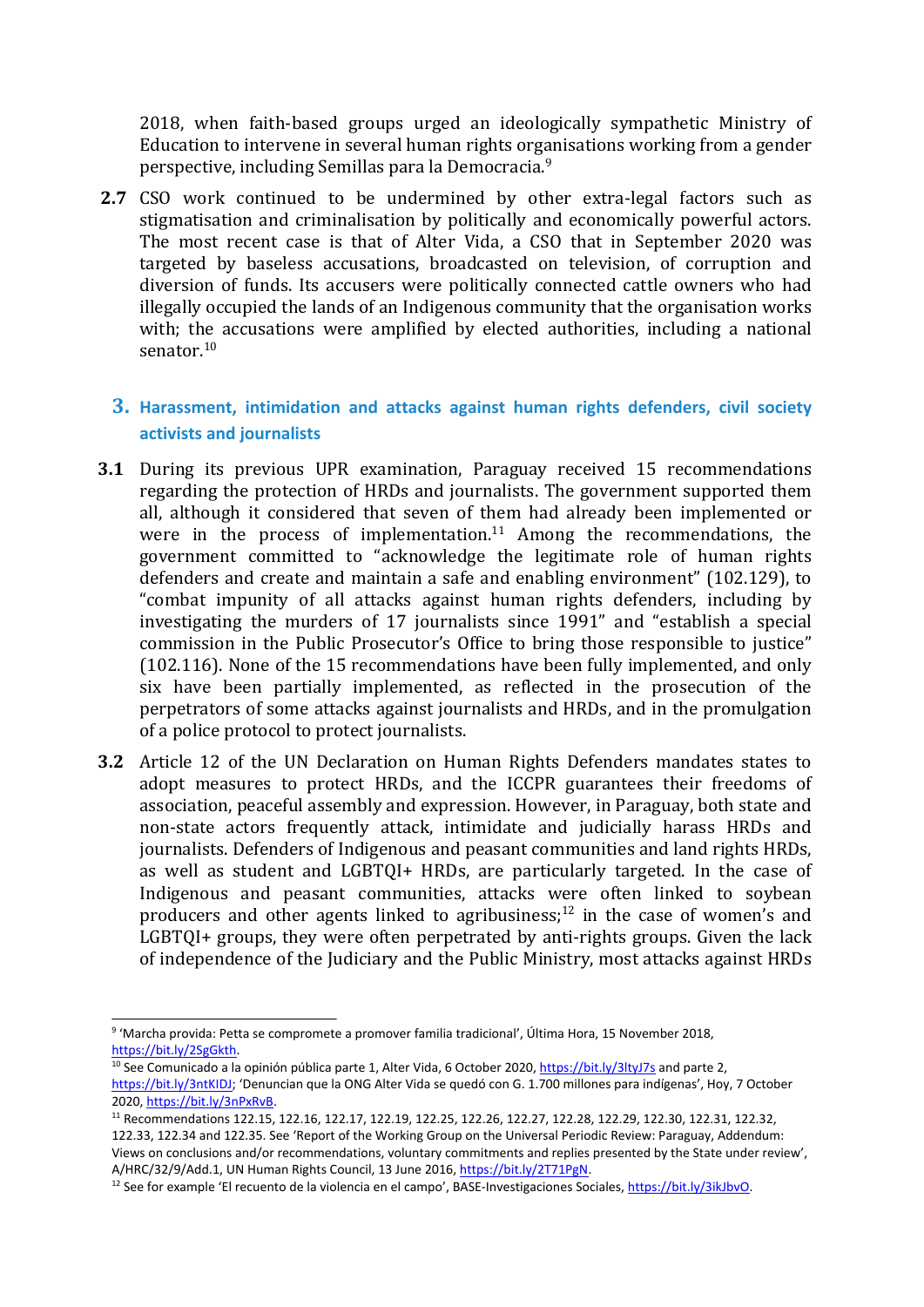2018, when faith-based groups urged an ideologically sympathetic Ministry of Education to intervene in several human rights organisations working from a gender perspective, including Semillas para la Democracia.[9]

**2.7** CSO work continued to be undermined by other extra-legal factors such as stigmatisation and criminalisation by politically and economically powerful actors. The most recent case is that of Alter Vida, a CSO that in September 2020 was targeted by baseless accusations, broadcasted on television, of corruption and diversion of funds. Its accusers were politically connected cattle owners who had illegally occupied the lands of an Indigenous community that the organisation works with; the accusations were amplified by elected authorities, including a national senator.[10]

## 3. Harassment, intimidation and attacks against human rights defenders, civil society activists and journalists

**3.1** During its previous UPR examination, Paraguay received 15 recommendations regarding the protection of HRDs and journalists. The government supported them all, although it considered that seven of them had already been implemented or were in the process of implementation.[11] Among the recommendations, the government committed to "acknowledge the legitimate role of human rights defenders and create and maintain a safe and enabling environment" (102.129), to "combat impunity of all attacks against human rights defenders, including by investigating the murders of 17 journalists since 1991" and "establish a special commission in the Public Prosecutor's Office to bring those responsible to justice" (102.116). None of the 15 recommendations have been fully implemented, and only six have been partially implemented, as reflected in the prosecution of the perpetrators of some attacks against journalists and HRDs, and in the promulgation of a police protocol to protect journalists.

**3.2** Article 12 of the UN Declaration on Human Rights Defenders mandates states to adopt measures to protect HRDs, and the ICCPR guarantees their freedoms of association, peaceful assembly and expression. However, in Paraguay, both state and non-state actors frequently attack, intimidate and judicially harass HRDs and journalists. Defenders of Indigenous and peasant communities and land rights HRDs, as well as student and LGBTQI+ HRDs, are particularly targeted. In the case of Indigenous and peasant communities, attacks were often linked to soybean producers and other agents linked to agribusiness;[12] in the case of women's and LGBTQI+ groups, they were often perpetrated by anti-rights groups. Given the lack of independence of the Judiciary and the Public Ministry, most attacks against HRDs

---

[9] 'Marcha provida: Petta se compromete a promover familia tradicional', Última Hora, 15 November 2018, https://bit.ly/2SgGkth.

[10] See Comunicado a la opinión pública parte 1, Alter Vida, 6 October 2020, https://bit.ly/3ltyJ7s and parte 2, https://bit.ly/3ntKIDJ; 'Denuncian que la ONG Alter Vida se quedó con G. 1.700 millones para indígenas', Hoy, 7 October 2020, https://bit.ly/3nPxRvB.

[11] Recommendations 122.15, 122.16, 122.17, 122.19, 122.25, 122.26, 122.27, 122.28, 122.29, 122.30, 122.31, 122.32, 122.33, 122.34 and 122.35. See 'Report of the Working Group on the Universal Periodic Review: Paraguay, Addendum: Views on conclusions and/or recommendations, voluntary commitments and replies presented by the State under review', A/HRC/32/9/Add.1, UN Human Rights Council, 13 June 2016, https://bit.ly/2T71PgN.

[12] See for example 'El recuento de la violencia en el campo', BASE-Investigaciones Sociales, https://bit.ly/3ikJbvO.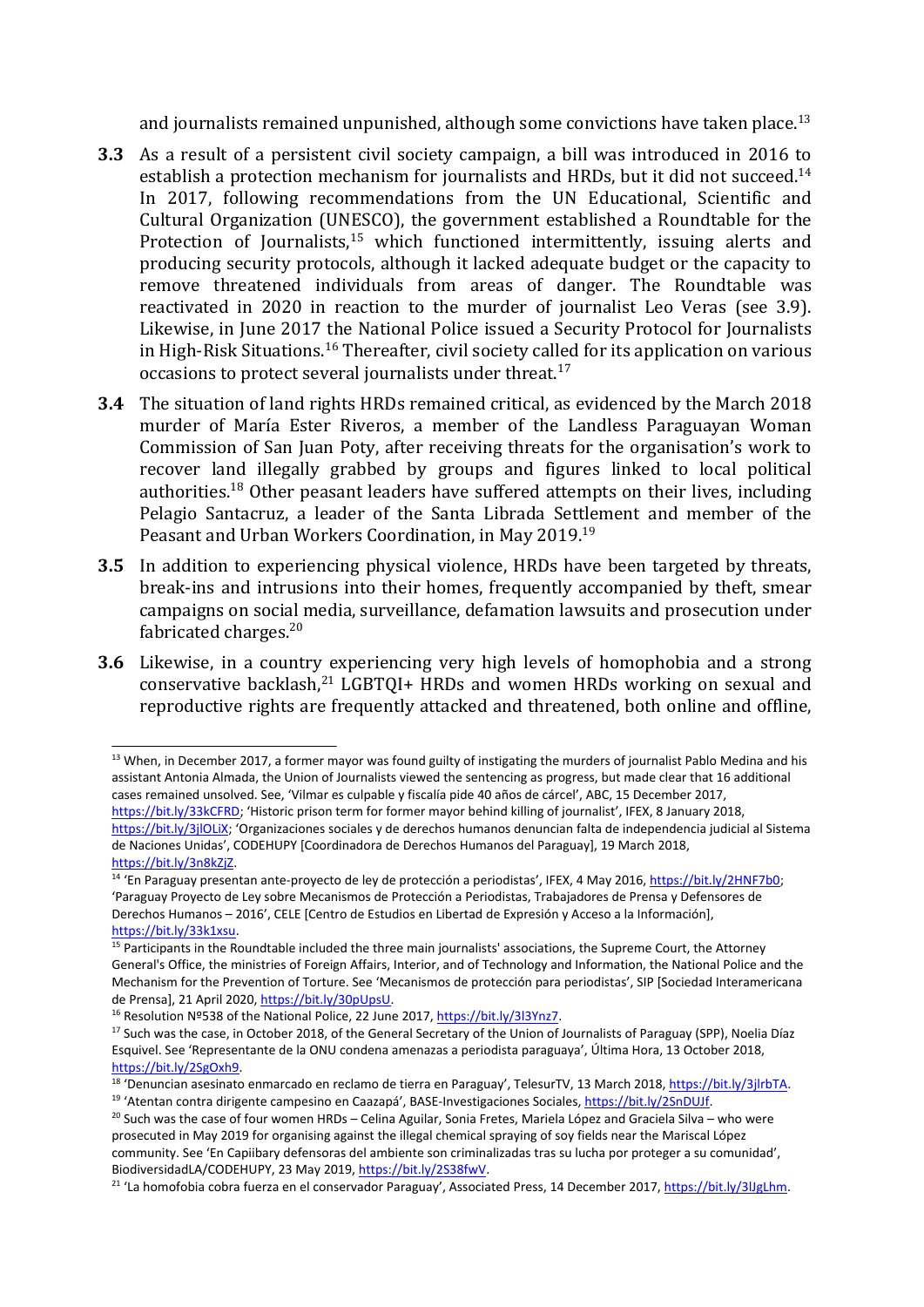and journalists remained unpunished, although some convictions have taken place.[13]

**3.3** As a result of a persistent civil society campaign, a bill was introduced in 2016 to establish a protection mechanism for journalists and HRDs, but it did not succeed.[14] In 2017, following recommendations from the UN Educational, Scientific and Cultural Organization (UNESCO), the government established a Roundtable for the Protection of Journalists,[15] which functioned intermittently, issuing alerts and producing security protocols, although it lacked adequate budget or the capacity to remove threatened individuals from areas of danger. The Roundtable was reactivated in 2020 in reaction to the murder of journalist Leo Veras (see 3.9). Likewise, in June 2017 the National Police issued a Security Protocol for Journalists in High-Risk Situations.[16] Thereafter, civil society called for its application on various occasions to protect several journalists under threat.[17]

**3.4** The situation of land rights HRDs remained critical, as evidenced by the March 2018 murder of María Ester Riveros, a member of the Landless Paraguayan Woman Commission of San Juan Poty, after receiving threats for the organisation's work to recover land illegally grabbed by groups and figures linked to local political authorities.[18] Other peasant leaders have suffered attempts on their lives, including Pelagio Santacruz, a leader of the Santa Librada Settlement and member of the Peasant and Urban Workers Coordination, in May 2019.[19]

**3.5** In addition to experiencing physical violence, HRDs have been targeted by threats, break-ins and intrusions into their homes, frequently accompanied by theft, smear campaigns on social media, surveillance, defamation lawsuits and prosecution under fabricated charges.[20]

**3.6** Likewise, in a country experiencing very high levels of homophobia and a strong conservative backlash,[21] LGBTQI+ HRDs and women HRDs working on sexual and reproductive rights are frequently attacked and threatened, both online and offline,

---

[13] When, in December 2017, a former mayor was found guilty of instigating the murders of journalist Pablo Medina and his assistant Antonia Almada, the Union of Journalists viewed the sentencing as progress, but made clear that 16 additional cases remained unsolved. See, 'Vilmar es culpable y fiscalía pide 40 años de cárcel', ABC, 15 December 2017, https://bit.ly/33kCFRD; 'Historic prison term for former mayor behind killing of journalist', IFEX, 8 January 2018, https://bit.ly/3jlOLiX; 'Organizaciones sociales y de derechos humanos denuncian falta de independencia judicial al Sistema de Naciones Unidas', CODEHUPY [Coordinadora de Derechos Humanos del Paraguay], 19 March 2018, https://bit.ly/3n8kZjZ.

[14] 'En Paraguay presentan ante-proyecto de ley de protección a periodistas', IFEX, 4 May 2016, https://bit.ly/2HNF7b0; 'Paraguay Proyecto de Ley sobre Mecanismos de Protección a Periodistas, Trabajadores de Prensa y Defensores de Derechos Humanos – 2016', CELE [Centro de Estudios en Libertad de Expresión y Acceso a la Información], https://bit.ly/33k1xsu.

[15] Participants in the Roundtable included the three main journalists' associations, the Supreme Court, the Attorney General's Office, the ministries of Foreign Affairs, Interior, and of Technology and Information, the National Police and the Mechanism for the Prevention of Torture. See 'Mecanismos de protección para periodistas', SIP [Sociedad Interamericana de Prensa], 21 April 2020, https://bit.ly/30pUpsU.

[16] Resolution Nº538 of the National Police, 22 June 2017, https://bit.ly/3l3Ynz7.

[17] Such was the case, in October 2018, of the General Secretary of the Union of Journalists of Paraguay (SPP), Noelia Díaz Esquivel. See 'Representante de la ONU condena amenazas a periodista paraguaya', Última Hora, 13 October 2018, https://bit.ly/2SgOxh9.

[18] 'Denuncian asesinato enmarcado en reclamo de tierra en Paraguay', TelesurTV, 13 March 2018, https://bit.ly/3jlrbTA.

[19] 'Atentan contra dirigente campesino en Caazapá', BASE-Investigaciones Sociales, https://bit.ly/2SnDUJf.

[20] Such was the case of four women HRDs – Celina Aguilar, Sonia Fretes, Mariela López and Graciela Silva – who were prosecuted in May 2019 for organising against the illegal chemical spraying of soy fields near the Mariscal López community. See 'En Capiibary defensoras del ambiente son criminalizadas tras su lucha por proteger a su comunidad', BiodiversidadLA/CODEHUPY, 23 May 2019, https://bit.ly/2S38fwV.

[21] 'La homofobia cobra fuerza en el conservador Paraguay', Associated Press, 14 December 2017, https://bit.ly/3lJgLhm.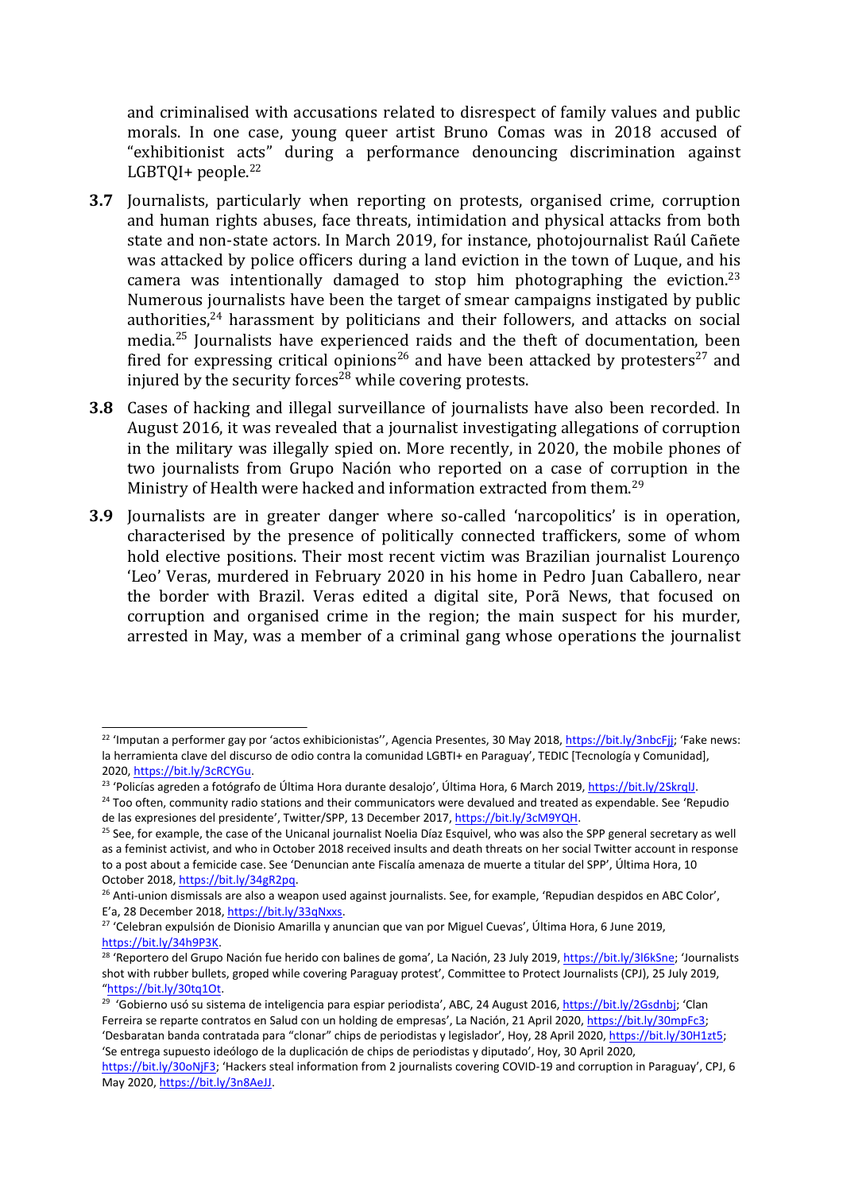and criminalised with accusations related to disrespect of family values and public morals. In one case, young queer artist Bruno Comas was in 2018 accused of "exhibitionist acts" during a performance denouncing discrimination against LGBTQI+ people.[22]

**3.7** Journalists, particularly when reporting on protests, organised crime, corruption and human rights abuses, face threats, intimidation and physical attacks from both state and non-state actors. In March 2019, for instance, photojournalist Raúl Cañete was attacked by police officers during a land eviction in the town of Luque, and his camera was intentionally damaged to stop him photographing the eviction.[23] Numerous journalists have been the target of smear campaigns instigated by public authorities,[24] harassment by politicians and their followers, and attacks on social media.[25] Journalists have experienced raids and the theft of documentation, been fired for expressing critical opinions[26] and have been attacked by protesters[27] and injured by the security forces[28] while covering protests.

**3.8** Cases of hacking and illegal surveillance of journalists have also been recorded. In August 2016, it was revealed that a journalist investigating allegations of corruption in the military was illegally spied on. More recently, in 2020, the mobile phones of two journalists from Grupo Nación who reported on a case of corruption in the Ministry of Health were hacked and information extracted from them.[29]

**3.9** Journalists are in greater danger where so-called 'narcopolitics' is in operation, characterised by the presence of politically connected traffickers, some of whom hold elective positions. Their most recent victim was Brazilian journalist Lourenço 'Leo' Veras, murdered in February 2020 in his home in Pedro Juan Caballero, near the border with Brazil. Veras edited a digital site, Porã News, that focused on corruption and organised crime in the region; the main suspect for his murder, arrested in May, was a member of a criminal gang whose operations the journalist

---

[22] 'Imputan a performer gay por 'actos exhibicionistas'', Agencia Presentes, 30 May 2018, https://bit.ly/3nbcFjj; 'Fake news: la herramienta clave del discurso de odio contra la comunidad LGBTI+ en Paraguay', TEDIC [Tecnología y Comunidad], 2020, https://bit.ly/3cRCYGu.

[23] 'Policías agreden a fotógrafo de Última Hora durante desalojo', Última Hora, 6 March 2019, https://bit.ly/2SkrqlJ.

[24] Too often, community radio stations and their communicators were devalued and treated as expendable. See 'Repudio de las expresiones del presidente', Twitter/SPP, 13 December 2017, https://bit.ly/3cM9YQH.

[25] See, for example, the case of the Unicanal journalist Noelia Díaz Esquivel, who was also the SPP general secretary as well as a feminist activist, and who in October 2018 received insults and death threats on her social Twitter account in response to a post about a femicide case. See 'Denuncian ante Fiscalía amenaza de muerte a titular del SPP', Última Hora, 10 October 2018, https://bit.ly/34gR2pq.

[26] Anti-union dismissals are also a weapon used against journalists. See, for example, 'Repudian despidos en ABC Color', E'a, 28 December 2018, https://bit.ly/33qNxxs.

[27] 'Celebran expulsión de Dionisio Amarilla y anuncian que van por Miguel Cuevas', Última Hora, 6 June 2019, https://bit.ly/34h9P3K.

[28] 'Reportero del Grupo Nación fue herido con balines de goma', La Nación, 23 July 2019, https://bit.ly/3l6kSne; 'Journalists shot with rubber bullets, groped while covering Paraguay protest', Committee to Protect Journalists (CPJ), 25 July 2019, "https://bit.ly/30tq1Ot.

[29] 'Gobierno usó su sistema de inteligencia para espiar periodista', ABC, 24 August 2016, https://bit.ly/2Gsdnbj; 'Clan Ferreira se reparte contratos en Salud con un holding de empresas', La Nación, 21 April 2020, https://bit.ly/30mpFc3; 'Desbaratan banda contratada para "clonar" chips de periodistas y legislador', Hoy, 28 April 2020, https://bit.ly/30H1zt5; 'Se entrega supuesto ideólogo de la duplicación de chips de periodistas y diputado', Hoy, 30 April 2020, https://bit.ly/30oNjF3; 'Hackers steal information from 2 journalists covering COVID-19 and corruption in Paraguay', CPJ, 6 May 2020, https://bit.ly/3n8AeJJ.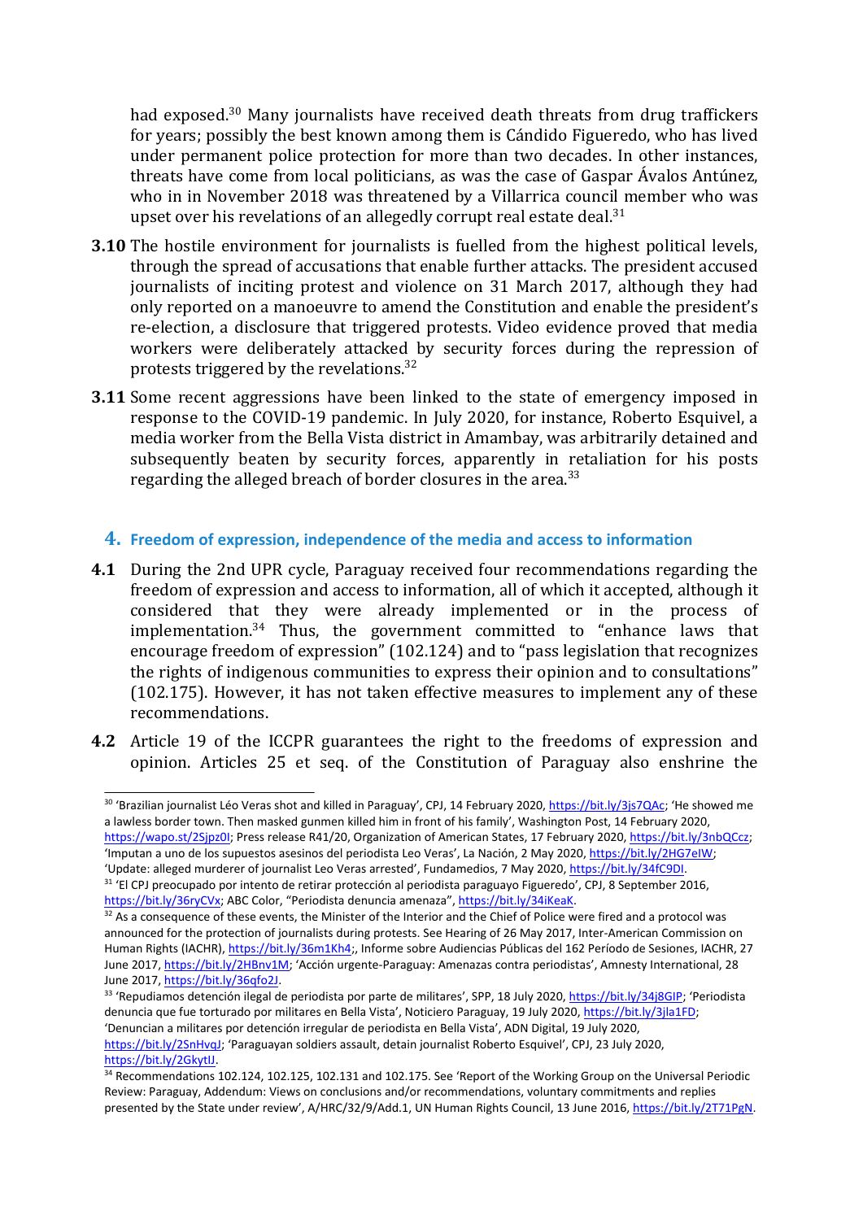had exposed.[30] Many journalists have received death threats from drug traffickers for years; possibly the best known among them is Cándido Figueredo, who has lived under permanent police protection for more than two decades. In other instances, threats have come from local politicians, as was the case of Gaspar Ávalos Antúnez, who in in November 2018 was threatened by a Villarrica council member who was upset over his revelations of an allegedly corrupt real estate deal.[31]

**3.10** The hostile environment for journalists is fuelled from the highest political levels, through the spread of accusations that enable further attacks. The president accused journalists of inciting protest and violence on 31 March 2017, although they had only reported on a manoeuvre to amend the Constitution and enable the president's re-election, a disclosure that triggered protests. Video evidence proved that media workers were deliberately attacked by security forces during the repression of protests triggered by the revelations.[32]

**3.11** Some recent aggressions have been linked to the state of emergency imposed in response to the COVID-19 pandemic. In July 2020, for instance, Roberto Esquivel, a media worker from the Bella Vista district in Amambay, was arbitrarily detained and subsequently beaten by security forces, apparently in retaliation for his posts regarding the alleged breach of border closures in the area.[33]

## 4. Freedom of expression, independence of the media and access to information

**4.1** During the 2nd UPR cycle, Paraguay received four recommendations regarding the freedom of expression and access to information, all of which it accepted, although it considered that they were already implemented or in the process of implementation.[34] Thus, the government committed to "enhance laws that encourage freedom of expression" (102.124) and to "pass legislation that recognizes the rights of indigenous communities to express their opinion and to consultations" (102.175). However, it has not taken effective measures to implement any of these recommendations.

**4.2** Article 19 of the ICCPR guarantees the right to the freedoms of expression and opinion. Articles 25 et seq. of the Constitution of Paraguay also enshrine the

---

[30] 'Brazilian journalist Léo Veras shot and killed in Paraguay', CPJ, 14 February 2020, https://bit.ly/3js7QAc; 'He showed me a lawless border town. Then masked gunmen killed him in front of his family', Washington Post, 14 February 2020, https://wapo.st/2Sjpz0I; Press release R41/20, Organization of American States, 17 February 2020, https://bit.ly/3nbQCcz; 'Imputan a uno de los supuestos asesinos del periodista Leo Veras', La Nación, 2 May 2020, https://bit.ly/2HG7eIW; 'Update: alleged murderer of journalist Leo Veras arrested', Fundamedios, 7 May 2020, https://bit.ly/34fC9DI.

[31] 'El CPJ preocupado por intento de retirar protección al periodista paraguayo Figueredo', CPJ, 8 September 2016, https://bit.ly/36ryCVx; ABC Color, "Periodista denuncia amenaza", https://bit.ly/34iKeaK.

[32] As a consequence of these events, the Minister of the Interior and the Chief of Police were fired and a protocol was announced for the protection of journalists during protests. See Hearing of 26 May 2017, Inter-American Commission on Human Rights (IACHR), https://bit.ly/36m1Kh4;, Informe sobre Audiencias Públicas del 162 Período de Sesiones, IACHR, 27 June 2017, https://bit.ly/2HBnv1M; 'Acción urgente-Paraguay: Amenazas contra periodistas', Amnesty International, 28 June 2017, https://bit.ly/36qfo2J.

[33] 'Repudiamos detención ilegal de periodista por parte de militares', SPP, 18 July 2020, https://bit.ly/34j8GIP; 'Periodista denuncia que fue torturado por militares en Bella Vista', Noticiero Paraguay, 19 July 2020, https://bit.ly/3jla1FD; 'Denuncian a militares por detención irregular de periodista en Bella Vista', ADN Digital, 19 July 2020, https://bit.ly/2SnHvqJ; 'Paraguayan soldiers assault, detain journalist Roberto Esquivel', CPJ, 23 July 2020, https://bit.ly/2GkytIJ.

[34] Recommendations 102.124, 102.125, 102.131 and 102.175. See 'Report of the Working Group on the Universal Periodic Review: Paraguay, Addendum: Views on conclusions and/or recommendations, voluntary commitments and replies presented by the State under review', A/HRC/32/9/Add.1, UN Human Rights Council, 13 June 2016, https://bit.ly/2T71PgN.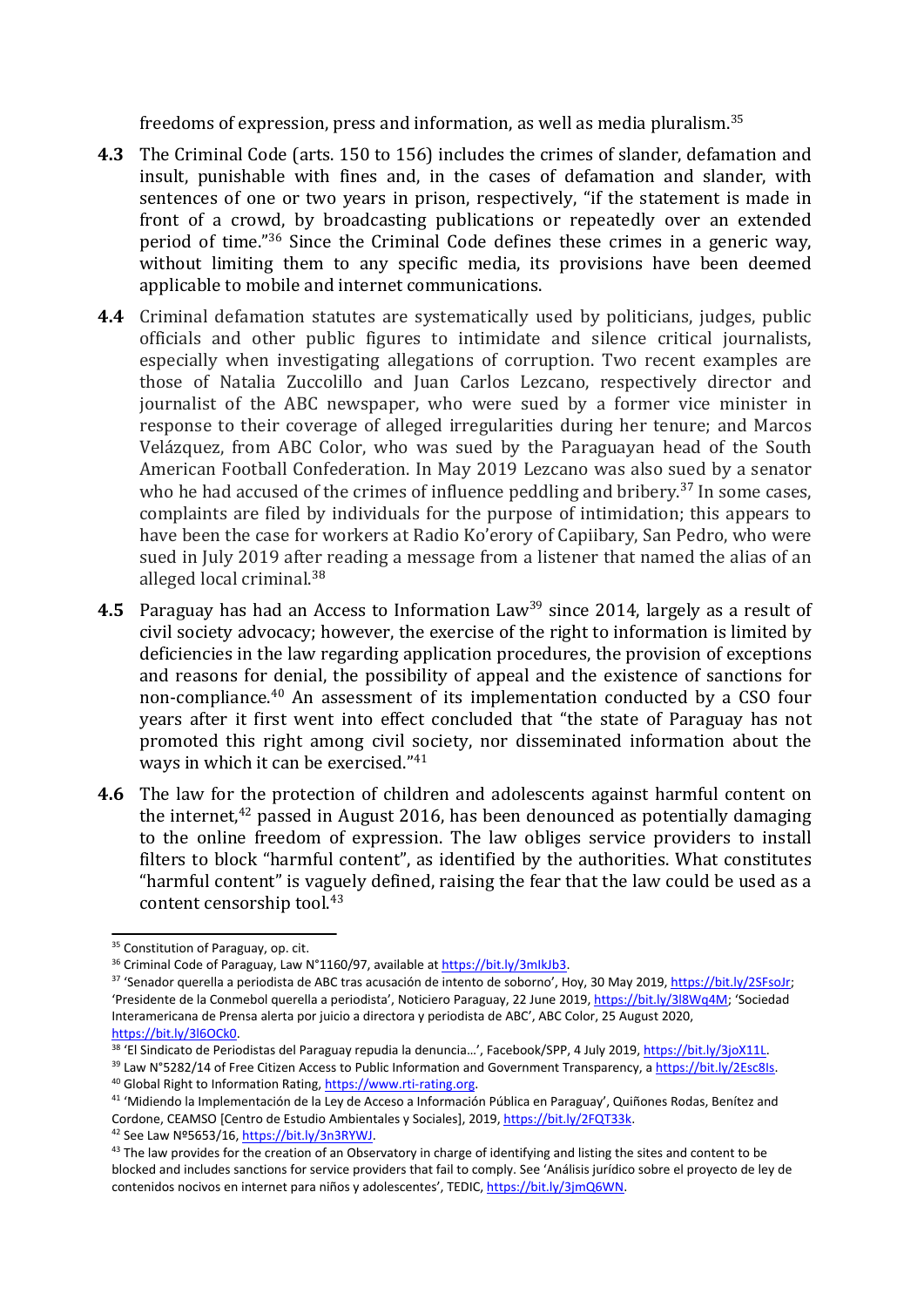freedoms of expression, press and information, as well as media pluralism.[35]

**4.3** The Criminal Code (arts. 150 to 156) includes the crimes of slander, defamation and insult, punishable with fines and, in the cases of defamation and slander, with sentences of one or two years in prison, respectively, "if the statement is made in front of a crowd, by broadcasting publications or repeatedly over an extended period of time."[36] Since the Criminal Code defines these crimes in a generic way, without limiting them to any specific media, its provisions have been deemed applicable to mobile and internet communications.

**4.4** Criminal defamation statutes are systematically used by politicians, judges, public officials and other public figures to intimidate and silence critical journalists, especially when investigating allegations of corruption. Two recent examples are those of Natalia Zuccolillo and Juan Carlos Lezcano, respectively director and journalist of the ABC newspaper, who were sued by a former vice minister in response to their coverage of alleged irregularities during her tenure; and Marcos Velázquez, from ABC Color, who was sued by the Paraguayan head of the South American Football Confederation. In May 2019 Lezcano was also sued by a senator who he had accused of the crimes of influence peddling and bribery.[37] In some cases, complaints are filed by individuals for the purpose of intimidation; this appears to have been the case for workers at Radio Ko'erory of Capiibary, San Pedro, who were sued in July 2019 after reading a message from a listener that named the alias of an alleged local criminal.[38]

**4.5** Paraguay has had an Access to Information Law[39] since 2014, largely as a result of civil society advocacy; however, the exercise of the right to information is limited by deficiencies in the law regarding application procedures, the provision of exceptions and reasons for denial, the possibility of appeal and the existence of sanctions for non-compliance.[40] An assessment of its implementation conducted by a CSO four years after it first went into effect concluded that "the state of Paraguay has not promoted this right among civil society, nor disseminated information about the ways in which it can be exercised."[41]

**4.6** The law for the protection of children and adolescents against harmful content on the internet,[42] passed in August 2016, has been denounced as potentially damaging to the online freedom of expression. The law obliges service providers to install filters to block "harmful content", as identified by the authorities. What constitutes "harmful content" is vaguely defined, raising the fear that the law could be used as a content censorship tool.[43]

---

[35] Constitution of Paraguay, op. cit.

[36] Criminal Code of Paraguay, Law N°1160/97, available at https://bit.ly/3mIkJb3.

[37] 'Senador querella a periodista de ABC tras acusación de intento de soborno', Hoy, 30 May 2019, https://bit.ly/2SFsoJr; 'Presidente de la Conmebol querella a periodista', Noticiero Paraguay, 22 June 2019, https://bit.ly/3l8Wq4M; 'Sociedad Interamericana de Prensa alerta por juicio a directora y periodista de ABC', ABC Color, 25 August 2020, https://bit.ly/3l6OCk0.

[38] 'El Sindicato de Periodistas del Paraguay repudia la denuncia…', Facebook/SPP, 4 July 2019, https://bit.ly/3joX11L.

[39] Law N°5282/14 of Free Citizen Access to Public Information and Government Transparency, a https://bit.ly/2Esc8Is.

[40] Global Right to Information Rating, https://www.rti-rating.org.

[41] 'Midiendo la Implementación de la Ley de Acceso a Información Pública en Paraguay', Quiñones Rodas, Benítez and Cordone, CEAMSO [Centro de Estudio Ambientales y Sociales], 2019, https://bit.ly/2FQT33k.

[42] See Law Nº5653/16, https://bit.ly/3n3RYWJ.

[43] The law provides for the creation of an Observatory in charge of identifying and listing the sites and content to be blocked and includes sanctions for service providers that fail to comply. See 'Análisis jurídico sobre el proyecto de ley de contenidos nocivos en internet para niños y adolescentes', TEDIC, https://bit.ly/3jmQ6WN.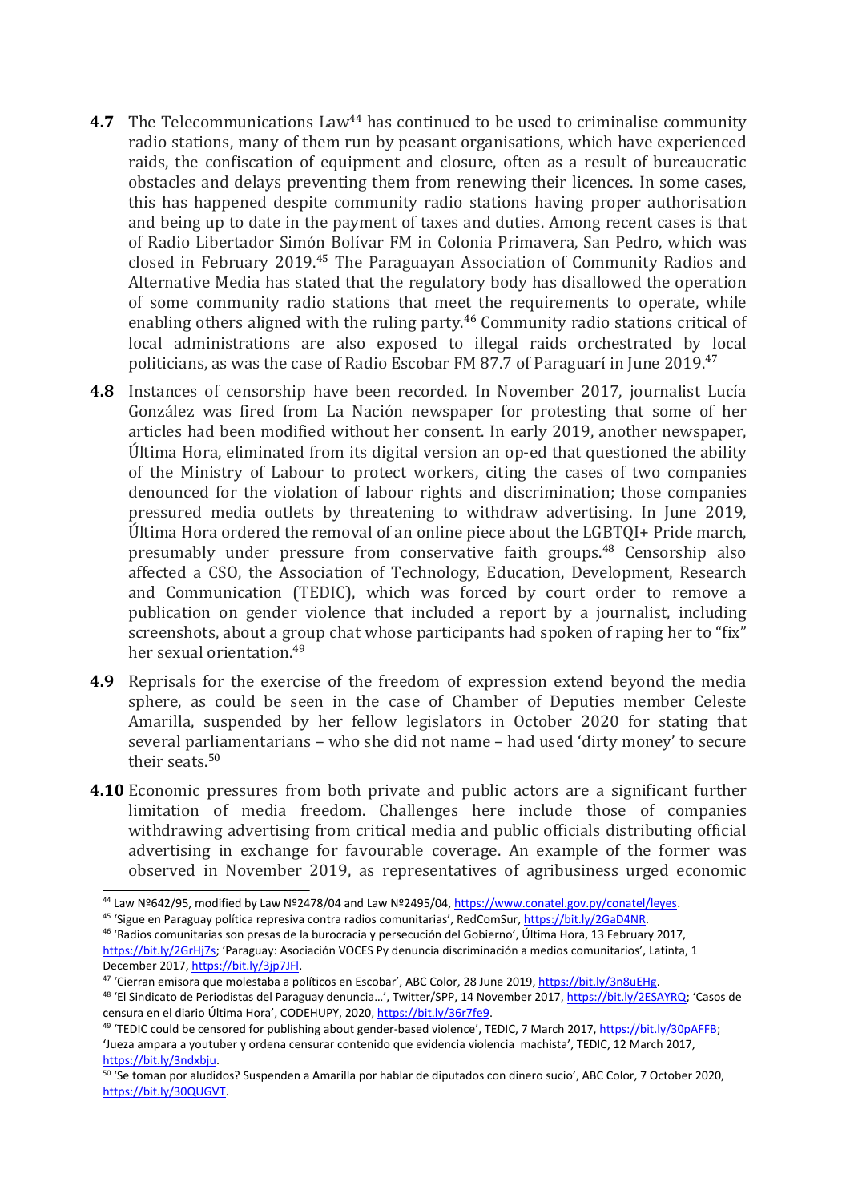**4.7** The Telecommunications Law[44] has continued to be used to criminalise community radio stations, many of them run by peasant organisations, which have experienced raids, the confiscation of equipment and closure, often as a result of bureaucratic obstacles and delays preventing them from renewing their licences. In some cases, this has happened despite community radio stations having proper authorisation and being up to date in the payment of taxes and duties. Among recent cases is that of Radio Libertador Simón Bolívar FM in Colonia Primavera, San Pedro, which was closed in February 2019.[45] The Paraguayan Association of Community Radios and Alternative Media has stated that the regulatory body has disallowed the operation of some community radio stations that meet the requirements to operate, while enabling others aligned with the ruling party.[46] Community radio stations critical of local administrations are also exposed to illegal raids orchestrated by local politicians, as was the case of Radio Escobar FM 87.7 of Paraguarí in June 2019.[47]

**4.8** Instances of censorship have been recorded. In November 2017, journalist Lucía González was fired from La Nación newspaper for protesting that some of her articles had been modified without her consent. In early 2019, another newspaper, Última Hora, eliminated from its digital version an op-ed that questioned the ability of the Ministry of Labour to protect workers, citing the cases of two companies denounced for the violation of labour rights and discrimination; those companies pressured media outlets by threatening to withdraw advertising. In June 2019, Última Hora ordered the removal of an online piece about the LGBTQI+ Pride march, presumably under pressure from conservative faith groups.[48] Censorship also affected a CSO, the Association of Technology, Education, Development, Research and Communication (TEDIC), which was forced by court order to remove a publication on gender violence that included a report by a journalist, including screenshots, about a group chat whose participants had spoken of raping her to "fix" her sexual orientation.[49]

**4.9** Reprisals for the exercise of the freedom of expression extend beyond the media sphere, as could be seen in the case of Chamber of Deputies member Celeste Amarilla, suspended by her fellow legislators in October 2020 for stating that several parliamentarians – who she did not name – had used 'dirty money' to secure their seats.[50]

**4.10** Economic pressures from both private and public actors are a significant further limitation of media freedom. Challenges here include those of companies withdrawing advertising from critical media and public officials distributing official advertising in exchange for favourable coverage. An example of the former was observed in November 2019, as representatives of agribusiness urged economic

---

[44] Law Nº642/95, modified by Law Nº2478/04 and Law Nº2495/04, https://www.conatel.gov.py/conatel/leyes.

[45] 'Sigue en Paraguay política represiva contra radios comunitarias', RedComSur, https://bit.ly/2GaD4NR.

[46] 'Radios comunitarias son presas de la burocracia y persecución del Gobierno', Última Hora, 13 February 2017, https://bit.ly/2GrHj7s; 'Paraguay: Asociación VOCES Py denuncia discriminación a medios comunitarios', Latinta, 1 December 2017, https://bit.ly/3jp7JFl.

[47] 'Cierran emisora que molestaba a políticos en Escobar', ABC Color, 28 June 2019, https://bit.ly/3n8uEHg.

[48] 'El Sindicato de Periodistas del Paraguay denuncia...', Twitter/SPP, 14 November 2017, https://bit.ly/2ESAYRQ; 'Casos de censura en el diario Última Hora', CODEHUPY, 2020, https://bit.ly/36r7fe9.

[49] 'TEDIC could be censored for publishing about gender-based violence', TEDIC, 7 March 2017, https://bit.ly/30pAFFB; 'Jueza ampara a youtuber y ordena censurar contenido que evidencia violencia machista', TEDIC, 12 March 2017, https://bit.ly/3ndxbju.

[50] 'Se toman por aludidos? Suspenden a Amarilla por hablar de diputados con dinero sucio', ABC Color, 7 October 2020, https://bit.ly/30QUGVT.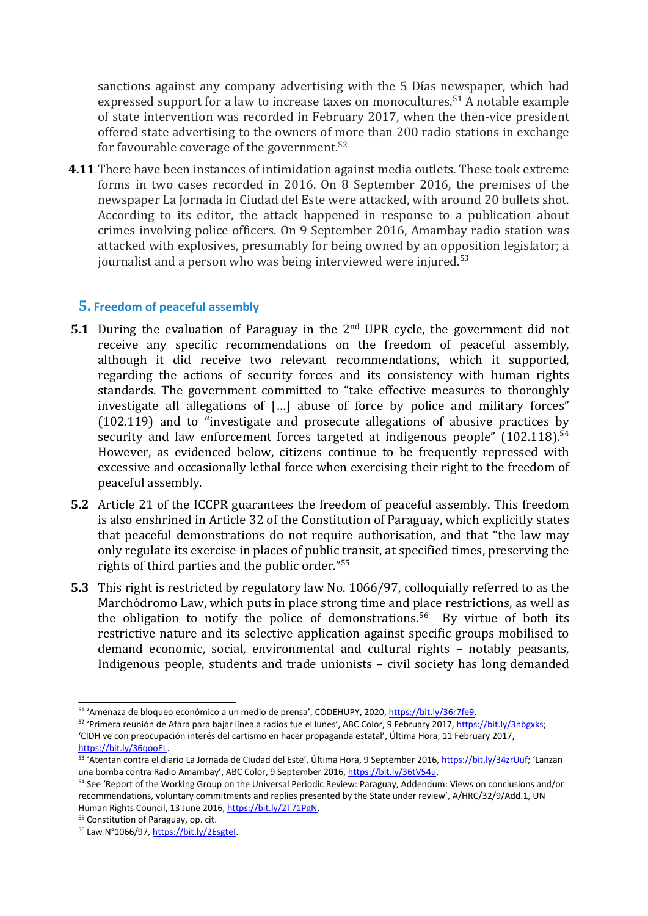sanctions against any company advertising with the 5 Días newspaper, which had expressed support for a law to increase taxes on monocultures.[51] A notable example of state intervention was recorded in February 2017, when the then-vice president offered state advertising to the owners of more than 200 radio stations in exchange for favourable coverage of the government.[52]

**4.11** There have been instances of intimidation against media outlets. These took extreme forms in two cases recorded in 2016. On 8 September 2016, the premises of the newspaper La Jornada in Ciudad del Este were attacked, with around 20 bullets shot. According to its editor, the attack happened in response to a publication about crimes involving police officers. On 9 September 2016, Amambay radio station was attacked with explosives, presumably for being owned by an opposition legislator; a journalist and a person who was being interviewed were injured.[53]

## 5. Freedom of peaceful assembly

**5.1** During the evaluation of Paraguay in the 2nd UPR cycle, the government did not receive any specific recommendations on the freedom of peaceful assembly, although it did receive two relevant recommendations, which it supported, regarding the actions of security forces and its consistency with human rights standards. The government committed to "take effective measures to thoroughly investigate all allegations of […] abuse of force by police and military forces" (102.119) and to "investigate and prosecute allegations of abusive practices by security and law enforcement forces targeted at indigenous people" (102.118).[54] However, as evidenced below, citizens continue to be frequently repressed with excessive and occasionally lethal force when exercising their right to the freedom of peaceful assembly.

**5.2** Article 21 of the ICCPR guarantees the freedom of peaceful assembly. This freedom is also enshrined in Article 32 of the Constitution of Paraguay, which explicitly states that peaceful demonstrations do not require authorisation, and that "the law may only regulate its exercise in places of public transit, at specified times, preserving the rights of third parties and the public order."[55]

**5.3** This right is restricted by regulatory law No. 1066/97, colloquially referred to as the Marchódromo Law, which puts in place strong time and place restrictions, as well as the obligation to notify the police of demonstrations.[56] By virtue of both its restrictive nature and its selective application against specific groups mobilised to demand economic, social, environmental and cultural rights – notably peasants, Indigenous people, students and trade unionists – civil society has long demanded

---

[51] 'Amenaza de bloqueo económico a un medio de prensa', CODEHUPY, 2020, https://bit.ly/36r7fe9.

[52] 'Primera reunión de Afara para bajar línea a radios fue el lunes', ABC Color, 9 February 2017, https://bit.ly/3nbgxks; 'CIDH ve con preocupación interés del cartismo en hacer propaganda estatal', Última Hora, 11 February 2017, https://bit.ly/36qooEL.

[53] 'Atentan contra el diario La Jornada de Ciudad del Este', Última Hora, 9 September 2016, https://bit.ly/34zrUuf; 'Lanzan una bomba contra Radio Amambay', ABC Color, 9 September 2016, https://bit.ly/36tV54u.

[54] See 'Report of the Working Group on the Universal Periodic Review: Paraguay, Addendum: Views on conclusions and/or recommendations, voluntary commitments and replies presented by the State under review', A/HRC/32/9/Add.1, UN Human Rights Council, 13 June 2016, https://bit.ly/2T71PgN.

[55] Constitution of Paraguay, op. cit.

[56] Law N°1066/97, https://bit.ly/2EsgteI.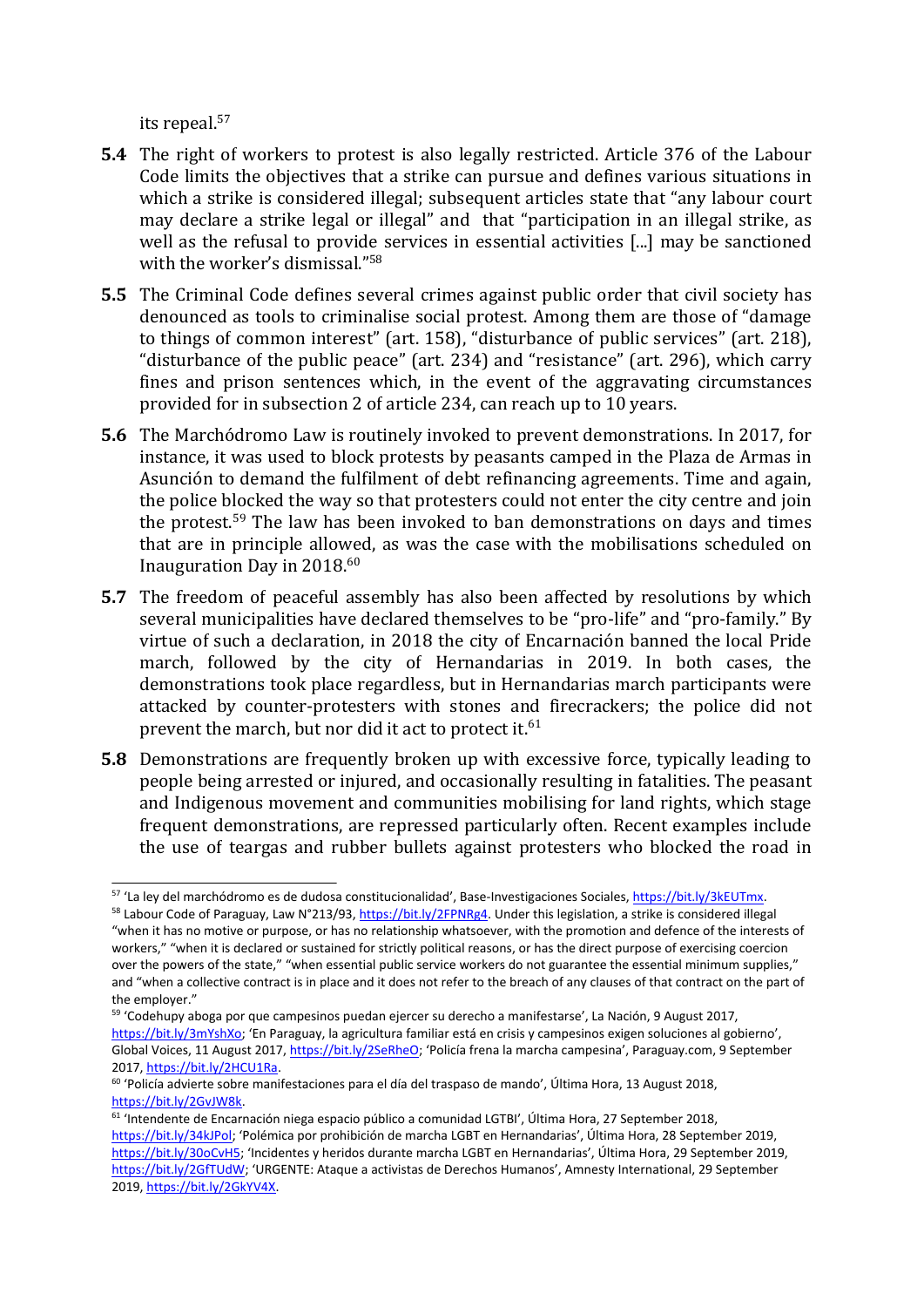its repeal.[57]

**5.4** The right of workers to protest is also legally restricted. Article 376 of the Labour Code limits the objectives that a strike can pursue and defines various situations in which a strike is considered illegal; subsequent articles state that "any labour court may declare a strike legal or illegal" and that "participation in an illegal strike, as well as the refusal to provide services in essential activities [...] may be sanctioned with the worker's dismissal."[58]

**5.5** The Criminal Code defines several crimes against public order that civil society has denounced as tools to criminalise social protest. Among them are those of "damage to things of common interest" (art. 158), "disturbance of public services" (art. 218), "disturbance of the public peace" (art. 234) and "resistance" (art. 296), which carry fines and prison sentences which, in the event of the aggravating circumstances provided for in subsection 2 of article 234, can reach up to 10 years.

**5.6** The Marchódromo Law is routinely invoked to prevent demonstrations. In 2017, for instance, it was used to block protests by peasants camped in the Plaza de Armas in Asunción to demand the fulfilment of debt refinancing agreements. Time and again, the police blocked the way so that protesters could not enter the city centre and join the protest.[59] The law has been invoked to ban demonstrations on days and times that are in principle allowed, as was the case with the mobilisations scheduled on Inauguration Day in 2018.[60]

**5.7** The freedom of peaceful assembly has also been affected by resolutions by which several municipalities have declared themselves to be "pro-life" and "pro-family." By virtue of such a declaration, in 2018 the city of Encarnación banned the local Pride march, followed by the city of Hernandarias in 2019. In both cases, the demonstrations took place regardless, but in Hernandarias march participants were attacked by counter-protesters with stones and firecrackers; the police did not prevent the march, but nor did it act to protect it.[61]

**5.8** Demonstrations are frequently broken up with excessive force, typically leading to people being arrested or injured, and occasionally resulting in fatalities. The peasant and Indigenous movement and communities mobilising for land rights, which stage frequent demonstrations, are repressed particularly often. Recent examples include the use of teargas and rubber bullets against protesters who blocked the road in

---

[57] 'La ley del marchódromo es de dudosa constitucionalidad', Base-Investigaciones Sociales, https://bit.ly/3kEUTmx.

[58] Labour Code of Paraguay, Law N°213/93, https://bit.ly/2FPNRg4. Under this legislation, a strike is considered illegal "when it has no motive or purpose, or has no relationship whatsoever, with the promotion and defence of the interests of workers," "when it is declared or sustained for strictly political reasons, or has the direct purpose of exercising coercion over the powers of the state," "when essential public service workers do not guarantee the essential minimum supplies," and "when a collective contract is in place and it does not refer to the breach of any clauses of that contract on the part of the employer."

[59] 'Codehupy aboga por que campesinos puedan ejercer su derecho a manifestarse', La Nación, 9 August 2017, https://bit.ly/3mYshXo; 'En Paraguay, la agricultura familiar está en crisis y campesinos exigen soluciones al gobierno', Global Voices, 11 August 2017, https://bit.ly/2SeRheO; 'Policía frena la marcha campesina', Paraguay.com, 9 September 2017, https://bit.ly/2HCU1Ra.

[60] 'Policía advierte sobre manifestaciones para el día del traspaso de mando', Última Hora, 13 August 2018, https://bit.ly/2GvJW8k.

[61] 'Intendente de Encarnación niega espacio público a comunidad LGTBI', Última Hora, 27 September 2018, https://bit.ly/34kJPol; 'Polémica por prohibición de marcha LGBT en Hernandarias', Última Hora, 28 September 2019, https://bit.ly/30oCvH5; 'Incidentes y heridos durante marcha LGBT en Hernandarias', Última Hora, 29 September 2019, https://bit.ly/2GfTUdW; 'URGENTE: Ataque a activistas de Derechos Humanos', Amnesty International, 29 September 2019, https://bit.ly/2GkYV4X.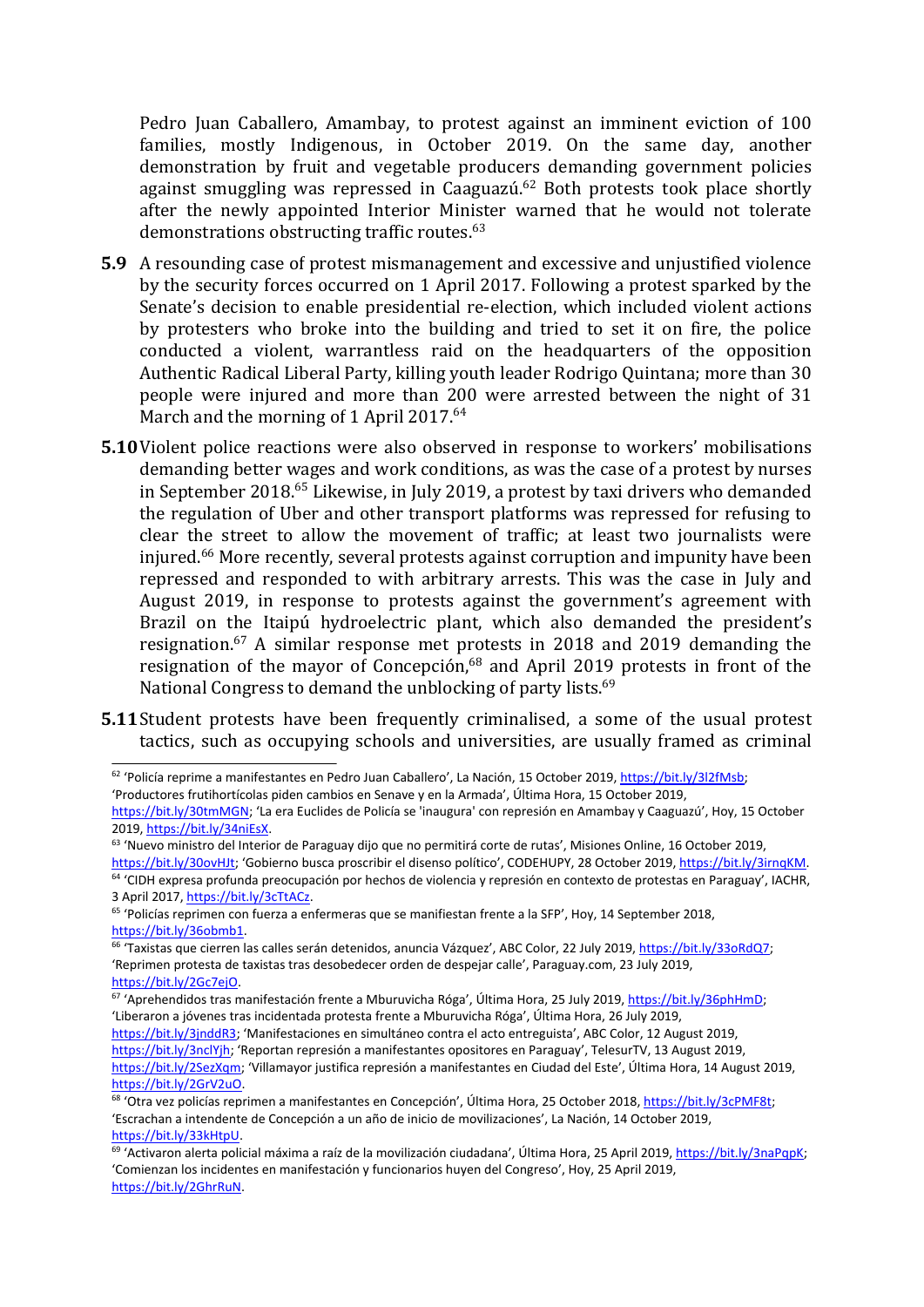Pedro Juan Caballero, Amambay, to protest against an imminent eviction of 100 families, mostly Indigenous, in October 2019. On the same day, another demonstration by fruit and vegetable producers demanding government policies against smuggling was repressed in Caaguazú.[62] Both protests took place shortly after the newly appointed Interior Minister warned that he would not tolerate demonstrations obstructing traffic routes.[63]

**5.9** A resounding case of protest mismanagement and excessive and unjustified violence by the security forces occurred on 1 April 2017. Following a protest sparked by the Senate's decision to enable presidential re-election, which included violent actions by protesters who broke into the building and tried to set it on fire, the police conducted a violent, warrantless raid on the headquarters of the opposition Authentic Radical Liberal Party, killing youth leader Rodrigo Quintana; more than 30 people were injured and more than 200 were arrested between the night of 31 March and the morning of 1 April 2017.[64]

**5.10** Violent police reactions were also observed in response to workers' mobilisations demanding better wages and work conditions, as was the case of a protest by nurses in September 2018.[65] Likewise, in July 2019, a protest by taxi drivers who demanded the regulation of Uber and other transport platforms was repressed for refusing to clear the street to allow the movement of traffic; at least two journalists were injured.[66] More recently, several protests against corruption and impunity have been repressed and responded to with arbitrary arrests. This was the case in July and August 2019, in response to protests against the government's agreement with Brazil on the Itaipú hydroelectric plant, which also demanded the president's resignation.[67] A similar response met protests in 2018 and 2019 demanding the resignation of the mayor of Concepción,[68] and April 2019 protests in front of the National Congress to demand the unblocking of party lists.[69]

**5.11** Student protests have been frequently criminalised, a some of the usual protest tactics, such as occupying schools and universities, are usually framed as criminal

---

[62] 'Policía reprime a manifestantes en Pedro Juan Caballero', La Nación, 15 October 2019, https://bit.ly/3l2fMsb; 'Productores frutihortícolas piden cambios en Senave y en la Armada', Última Hora, 15 October 2019, https://bit.ly/30tmMGN; 'La era Euclides de Policía se 'inaugura' con represión en Amambay y Caaguazú', Hoy, 15 October 2019, https://bit.ly/34niEsX.

[63] 'Nuevo ministro del Interior de Paraguay dijo que no permitirá corte de rutas', Misiones Online, 16 October 2019, https://bit.ly/30ovHJt; 'Gobierno busca proscribir el disenso político', CODEHUPY, 28 October 2019, https://bit.ly/3irnqKM.

[64] 'CIDH expresa profunda preocupación por hechos de violencia y represión en contexto de protestas en Paraguay', IACHR, 3 April 2017, https://bit.ly/3cTtACz.

[65] 'Policías reprimen con fuerza a enfermeras que se manifiestan frente a la SFP', Hoy, 14 September 2018, https://bit.ly/36obmb1.

[66] 'Taxistas que cierren las calles serán detenidos, anuncia Vázquez', ABC Color, 22 July 2019, https://bit.ly/33oRdQ7; 'Reprimen protesta de taxistas tras desobedecer orden de despejar calle', Paraguay.com, 23 July 2019, https://bit.ly/2Gc7ejO.

[67] 'Aprehendidos tras manifestación frente a Mburuvicha Róga', Última Hora, 25 July 2019, https://bit.ly/36phHmD; 'Liberaron a jóvenes tras incidentada protesta frente a Mburuvicha Róga', Última Hora, 26 July 2019, https://bit.ly/3jnddR3; 'Manifestaciones en simultáneo contra el acto entreguista', ABC Color, 12 August 2019, https://bit.ly/3nclYjh; 'Reportan represión a manifestantes opositores en Paraguay', TelesurTV, 13 August 2019, https://bit.ly/2SezXqm; 'Villamayor justifica represión a manifestantes en Ciudad del Este', Última Hora, 14 August 2019, https://bit.ly/2GrV2uO.

[68] 'Otra vez policías reprimen a manifestantes en Concepción', Última Hora, 25 October 2018, https://bit.ly/3cPMF8t; 'Escrachan a intendente de Concepción a un año de inicio de movilizaciones', La Nación, 14 October 2019, https://bit.ly/33kHtpU.

[69] 'Activaron alerta policial máxima a raíz de la movilización ciudadana', Última Hora, 25 April 2019, https://bit.ly/3naPqpK; 'Comienzan los incidentes en manifestación y funcionarios huyen del Congreso', Hoy, 25 April 2019, https://bit.ly/2GhrRuN.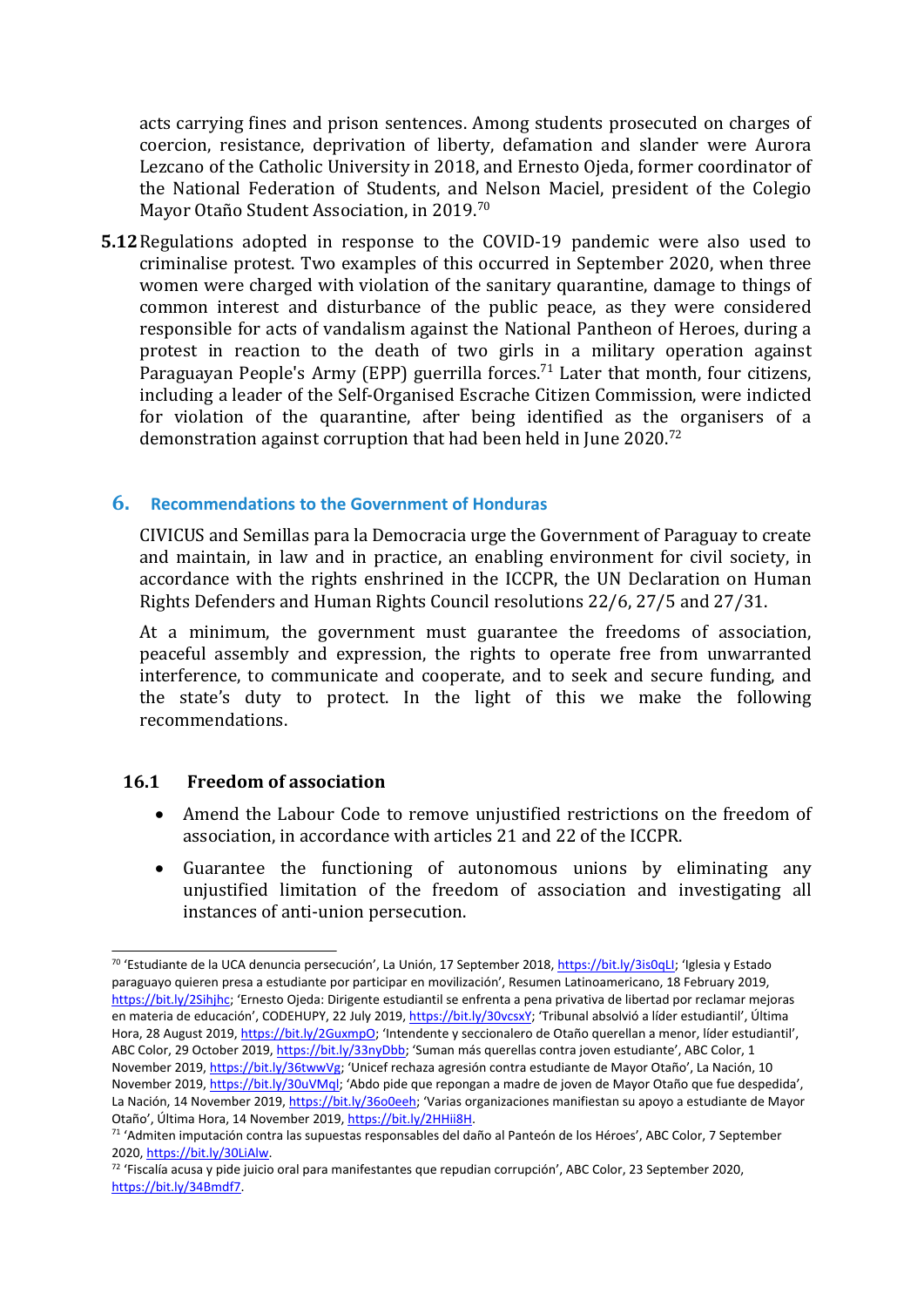acts carrying fines and prison sentences. Among students prosecuted on charges of coercion, resistance, deprivation of liberty, defamation and slander were Aurora Lezcano of the Catholic University in 2018, and Ernesto Ojeda, former coordinator of the National Federation of Students, and Nelson Maciel, president of the Colegio Mayor Otaño Student Association, in 2019.[70]

**5.12** Regulations adopted in response to the COVID-19 pandemic were also used to criminalise protest. Two examples of this occurred in September 2020, when three women were charged with violation of the sanitary quarantine, damage to things of common interest and disturbance of the public peace, as they were considered responsible for acts of vandalism against the National Pantheon of Heroes, during a protest in reaction to the death of two girls in a military operation against Paraguayan People's Army (EPP) guerrilla forces.[71] Later that month, four citizens, including a leader of the Self-Organised Escrache Citizen Commission, were indicted for violation of the quarantine, after being identified as the organisers of a demonstration against corruption that had been held in June 2020.[72]

## 6. Recommendations to the Government of Honduras

CIVICUS and Semillas para la Democracia urge the Government of Paraguay to create and maintain, in law and in practice, an enabling environment for civil society, in accordance with the rights enshrined in the ICCPR, the UN Declaration on Human Rights Defenders and Human Rights Council resolutions 22/6, 27/5 and 27/31.

At a minimum, the government must guarantee the freedoms of association, peaceful assembly and expression, the rights to operate free from unwarranted interference, to communicate and cooperate, and to seek and secure funding, and the state's duty to protect. In the light of this we make the following recommendations.

### 16.1 Freedom of association

- Amend the Labour Code to remove unjustified restrictions on the freedom of association, in accordance with articles 21 and 22 of the ICCPR.
- Guarantee the functioning of autonomous unions by eliminating any unjustified limitation of the freedom of association and investigating all instances of anti-union persecution.

---

[70] 'Estudiante de la UCA denuncia persecución', La Unión, 17 September 2018, https://bit.ly/3is0qLI; 'Iglesia y Estado paraguayo quieren presa a estudiante por participar en movilización', Resumen Latinoamericano, 18 February 2019, https://bit.ly/2Sihjhc; 'Ernesto Ojeda: Dirigente estudiantil se enfrenta a pena privativa de libertad por reclamar mejoras en materia de educación', CODEHUPY, 22 July 2019, https://bit.ly/30vcsxY; 'Tribunal absolvió a líder estudiantil', Última Hora, 28 August 2019, https://bit.ly/2GuxmpO; 'Intendente y seccionalero de Otaño querellan a menor, líder estudiantil', ABC Color, 29 October 2019, https://bit.ly/33nyDbb; 'Suman más querellas contra joven estudiante', ABC Color, 1 November 2019, https://bit.ly/36twwVg; 'Unicef rechaza agresión contra estudiante de Mayor Otaño', La Nación, 10 November 2019, https://bit.ly/30uVMql; 'Abdo pide que repongan a madre de joven de Mayor Otaño que fue despedida', La Nación, 14 November 2019, https://bit.ly/36o0eeh; 'Varias organizaciones manifiestan su apoyo a estudiante de Mayor Otaño', Última Hora, 14 November 2019, https://bit.ly/2HHii8H.

[71] 'Admiten imputación contra las supuestas responsables del daño al Panteón de los Héroes', ABC Color, 7 September 2020, https://bit.ly/30LiAlw.

[72] 'Fiscalía acusa y pide juicio oral para manifestantes que repudian corrupción', ABC Color, 23 September 2020, https://bit.ly/34Bmdf7.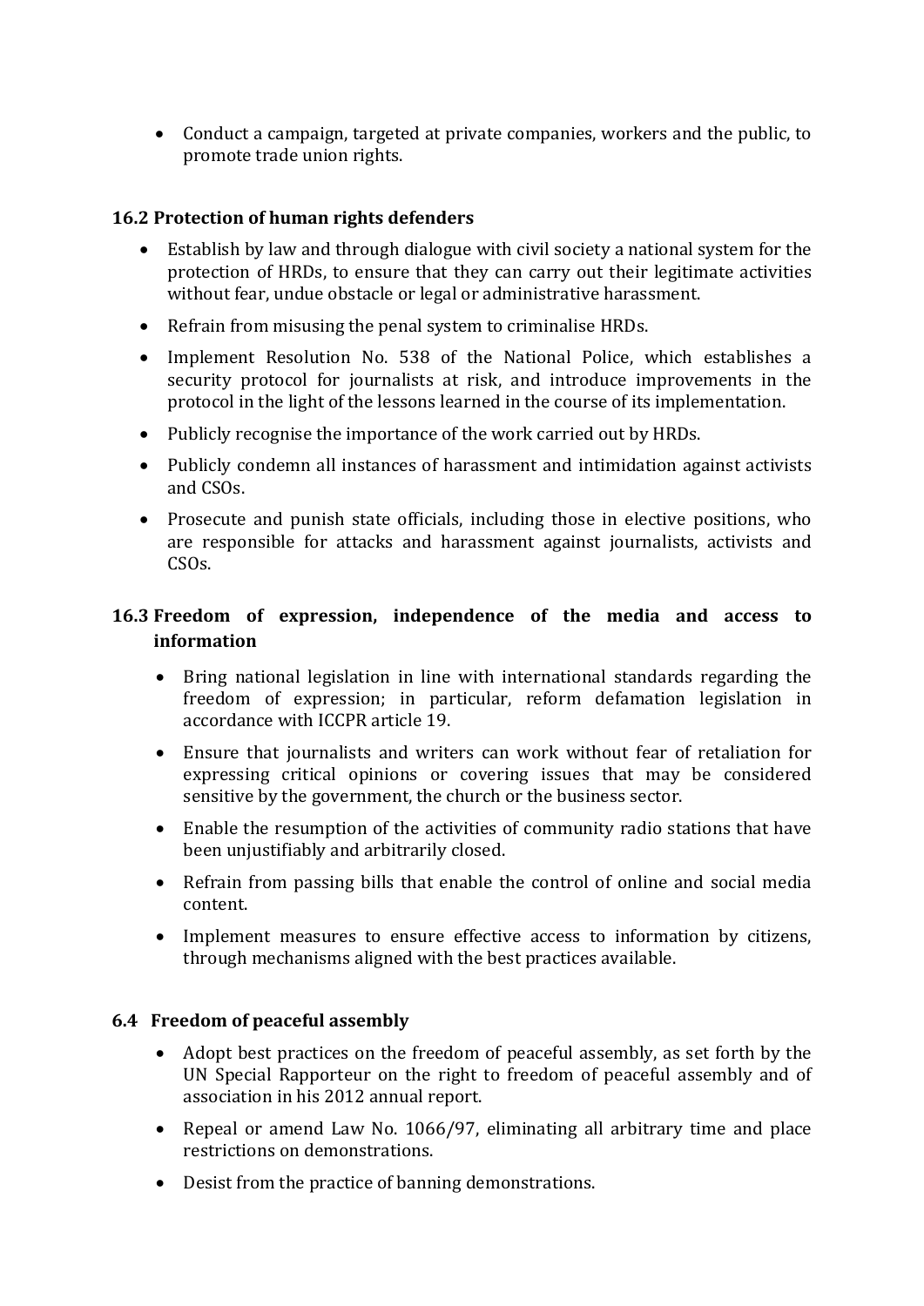- Conduct a campaign, targeted at private companies, workers and the public, to promote trade union rights.

### 16.2 Protection of human rights defenders

- Establish by law and through dialogue with civil society a national system for the protection of HRDs, to ensure that they can carry out their legitimate activities without fear, undue obstacle or legal or administrative harassment.
- Refrain from misusing the penal system to criminalise HRDs.
- Implement Resolution No. 538 of the National Police, which establishes a security protocol for journalists at risk, and introduce improvements in the protocol in the light of the lessons learned in the course of its implementation.
- Publicly recognise the importance of the work carried out by HRDs.
- Publicly condemn all instances of harassment and intimidation against activists and CSOs.
- Prosecute and punish state officials, including those in elective positions, who are responsible for attacks and harassment against journalists, activists and CSOs.

### 16.3 Freedom of expression, independence of the media and access to information

- Bring national legislation in line with international standards regarding the freedom of expression; in particular, reform defamation legislation in accordance with ICCPR article 19.
- Ensure that journalists and writers can work without fear of retaliation for expressing critical opinions or covering issues that may be considered sensitive by the government, the church or the business sector.
- Enable the resumption of the activities of community radio stations that have been unjustifiably and arbitrarily closed.
- Refrain from passing bills that enable the control of online and social media content.
- Implement measures to ensure effective access to information by citizens, through mechanisms aligned with the best practices available.

### 6.4 Freedom of peaceful assembly

- Adopt best practices on the freedom of peaceful assembly, as set forth by the UN Special Rapporteur on the right to freedom of peaceful assembly and of association in his 2012 annual report.
- Repeal or amend Law No. 1066/97, eliminating all arbitrary time and place restrictions on demonstrations.
- Desist from the practice of banning demonstrations.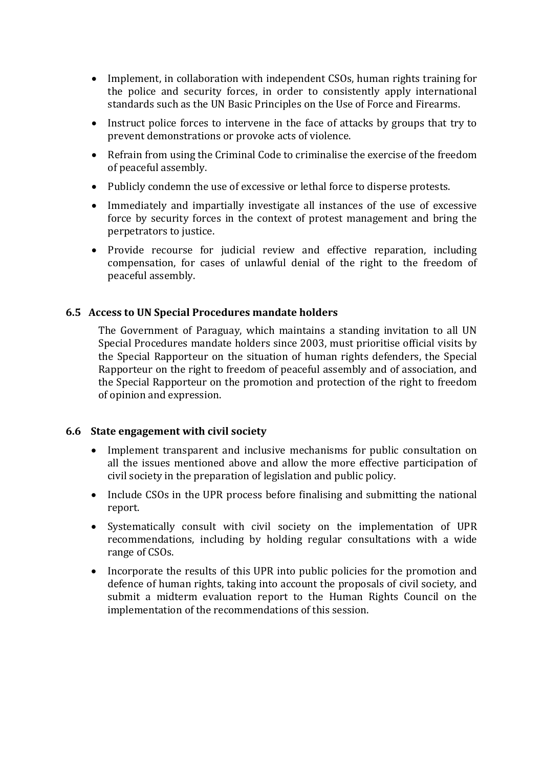- Implement, in collaboration with independent CSOs, human rights training for the police and security forces, in order to consistently apply international standards such as the UN Basic Principles on the Use of Force and Firearms.
- Instruct police forces to intervene in the face of attacks by groups that try to prevent demonstrations or provoke acts of violence.
- Refrain from using the Criminal Code to criminalise the exercise of the freedom of peaceful assembly.
- Publicly condemn the use of excessive or lethal force to disperse protests.
- Immediately and impartially investigate all instances of the use of excessive force by security forces in the context of protest management and bring the perpetrators to justice.
- Provide recourse for judicial review and effective reparation, including compensation, for cases of unlawful denial of the right to the freedom of peaceful assembly.

### 6.5 Access to UN Special Procedures mandate holders

The Government of Paraguay, which maintains a standing invitation to all UN Special Procedures mandate holders since 2003, must prioritise official visits by the Special Rapporteur on the situation of human rights defenders, the Special Rapporteur on the right to freedom of peaceful assembly and of association, and the Special Rapporteur on the promotion and protection of the right to freedom of opinion and expression.

### 6.6 State engagement with civil society

- Implement transparent and inclusive mechanisms for public consultation on all the issues mentioned above and allow the more effective participation of civil society in the preparation of legislation and public policy.
- Include CSOs in the UPR process before finalising and submitting the national report.
- Systematically consult with civil society on the implementation of UPR recommendations, including by holding regular consultations with a wide range of CSOs.
- Incorporate the results of this UPR into public policies for the promotion and defence of human rights, taking into account the proposals of civil society, and submit a midterm evaluation report to the Human Rights Council on the implementation of the recommendations of this session.